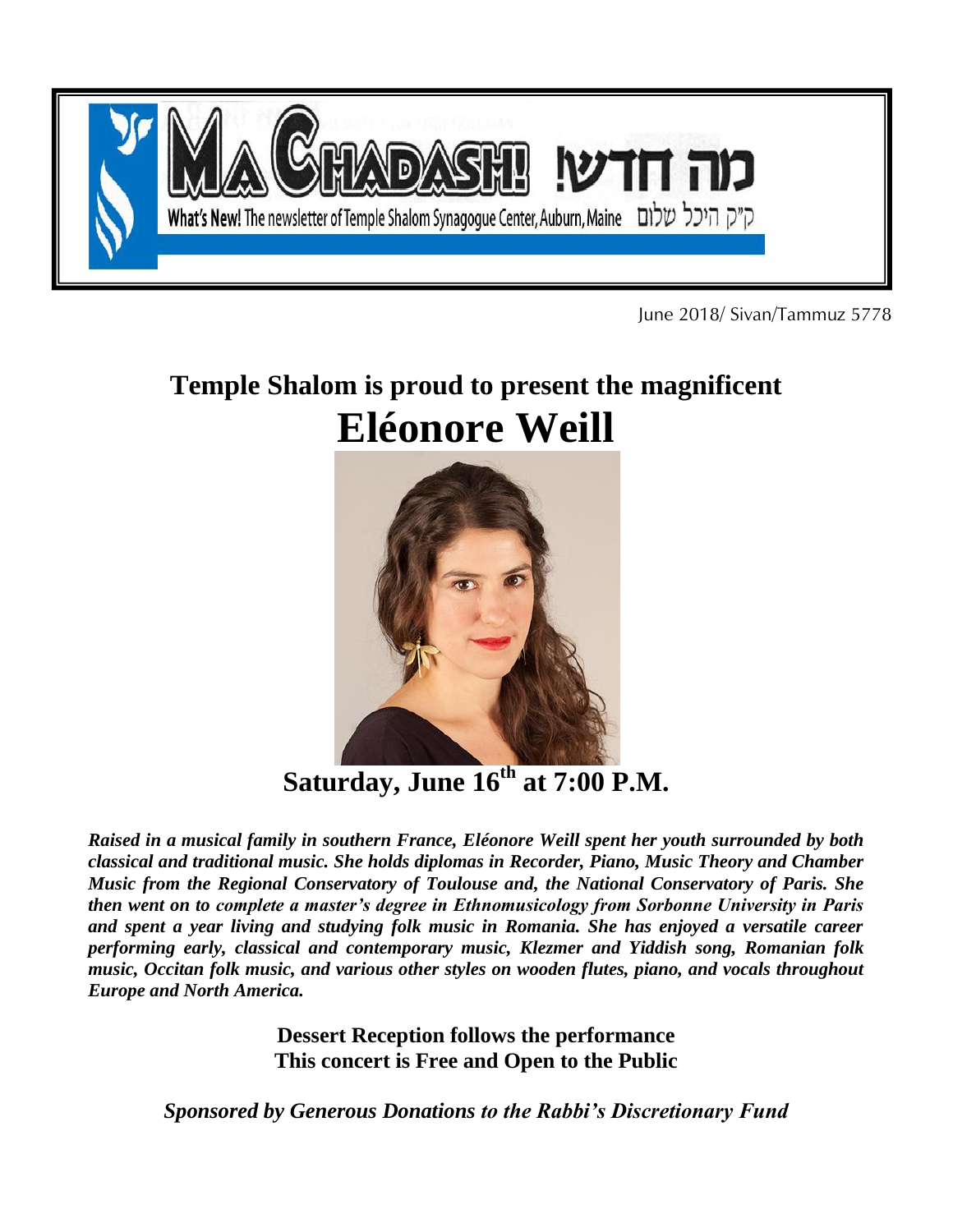# MA CHADASH! מה חדש!

What's New! The newsletter of Temple Shalom Synagogue Center, Auburn, Maine ק"ק היכל שלום

June 2018/ Sivan/Tammuz 5778

## Temple Shalom is proud to present the magnificent

# Eléonore Weill

## Saturday, June 16th at 7:00 P.M.

***Raised in a musical family in southern France, Eléonore Weill spent her youth surrounded by both classical and traditional music. She holds diplomas in Recorder, Piano, Music Theory and Chamber Music from the Regional Conservatory of Toulouse and, the National Conservatory of Paris. She then went on to complete a master's degree in Ethnomusicology from Sorbonne University in Paris and spent a year living and studying folk music in Romania. She has enjoyed a versatile career performing early, classical and contemporary music, Klezmer and Yiddish song, Romanian folk music, Occitan folk music, and various other styles on wooden flutes, piano, and vocals throughout Europe and North America.***

**Dessert Reception follows the performance**
**This concert is Free and Open to the Public**

***Sponsored by Generous Donations to the Rabbi's Discretionary Fund***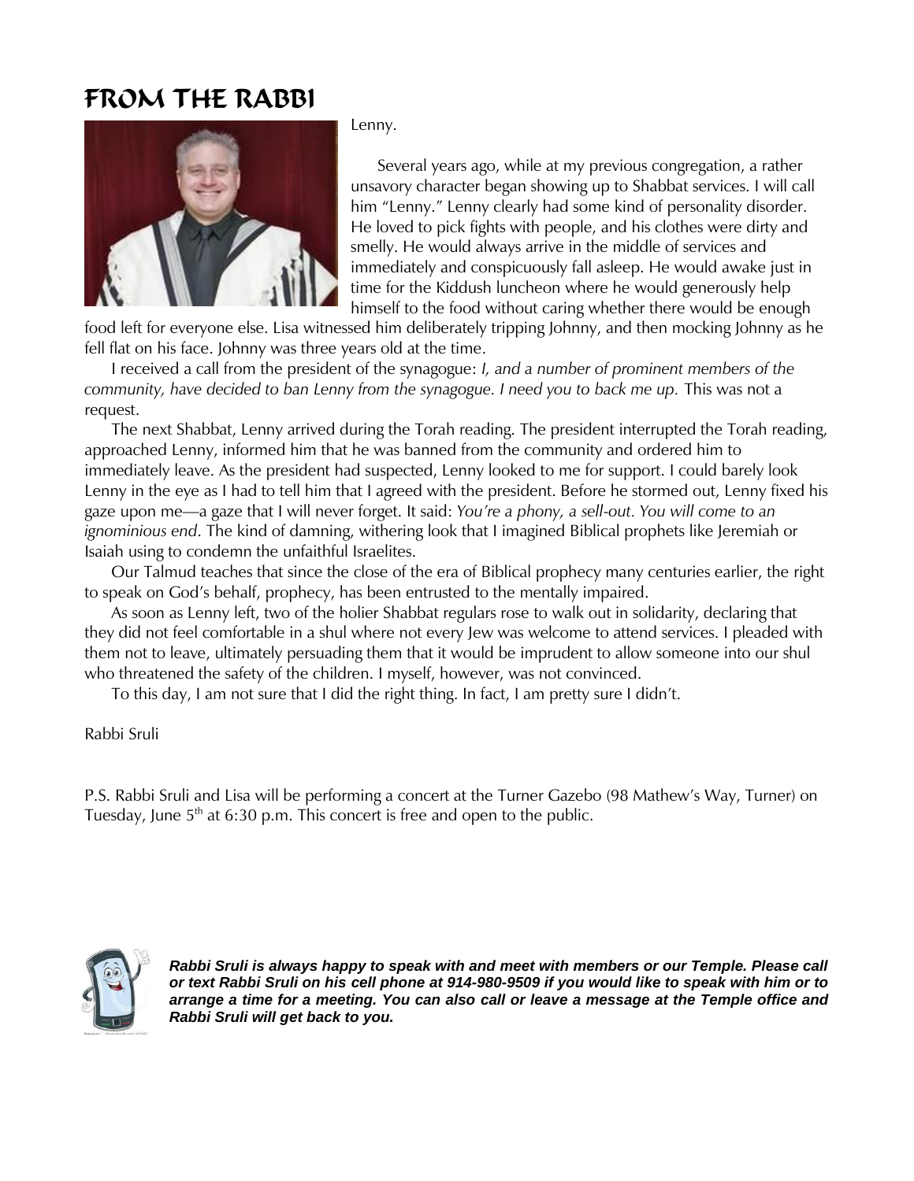# FROM THE RABBI

Lenny.

Several years ago, while at my previous congregation, a rather unsavory character began showing up to Shabbat services. I will call him "Lenny." Lenny clearly had some kind of personality disorder. He loved to pick fights with people, and his clothes were dirty and smelly. He would always arrive in the middle of services and immediately and conspicuously fall asleep. He would awake just in time for the Kiddush luncheon where he would generously help himself to the food without caring whether there would be enough food left for everyone else. Lisa witnessed him deliberately tripping Johnny, and then mocking Johnny as he fell flat on his face. Johnny was three years old at the time.

I received a call from the president of the synagogue: *I, and a number of prominent members of the community, have decided to ban Lenny from the synagogue. I need you to back me up.* This was not a request.

The next Shabbat, Lenny arrived during the Torah reading. The president interrupted the Torah reading, approached Lenny, informed him that he was banned from the community and ordered him to immediately leave. As the president had suspected, Lenny looked to me for support. I could barely look Lenny in the eye as I had to tell him that I agreed with the president. Before he stormed out, Lenny fixed his gaze upon me—a gaze that I will never forget. It said: *You're a phony, a sell-out. You will come to an ignominious end*. The kind of damning, withering look that I imagined Biblical prophets like Jeremiah or Isaiah using to condemn the unfaithful Israelites.

Our Talmud teaches that since the close of the era of Biblical prophecy many centuries earlier, the right to speak on God's behalf, prophecy, has been entrusted to the mentally impaired.

As soon as Lenny left, two of the holier Shabbat regulars rose to walk out in solidarity, declaring that they did not feel comfortable in a shul where not every Jew was welcome to attend services. I pleaded with them not to leave, ultimately persuading them that it would be imprudent to allow someone into our shul who threatened the safety of the children. I myself, however, was not convinced.

To this day, I am not sure that I did the right thing. In fact, I am pretty sure I didn't.

Rabbi Sruli

P.S. Rabbi Sruli and Lisa will be performing a concert at the Turner Gazebo (98 Mathew's Way, Turner) on Tuesday, June 5th at 6:30 p.m. This concert is free and open to the public.

***Rabbi Sruli is always happy to speak with and meet with members or our Temple. Please call or text Rabbi Sruli on his cell phone at 914-980-9509 if you would like to speak with him or to arrange a time for a meeting. You can also call or leave a message at the Temple office and Rabbi Sruli will get back to you.***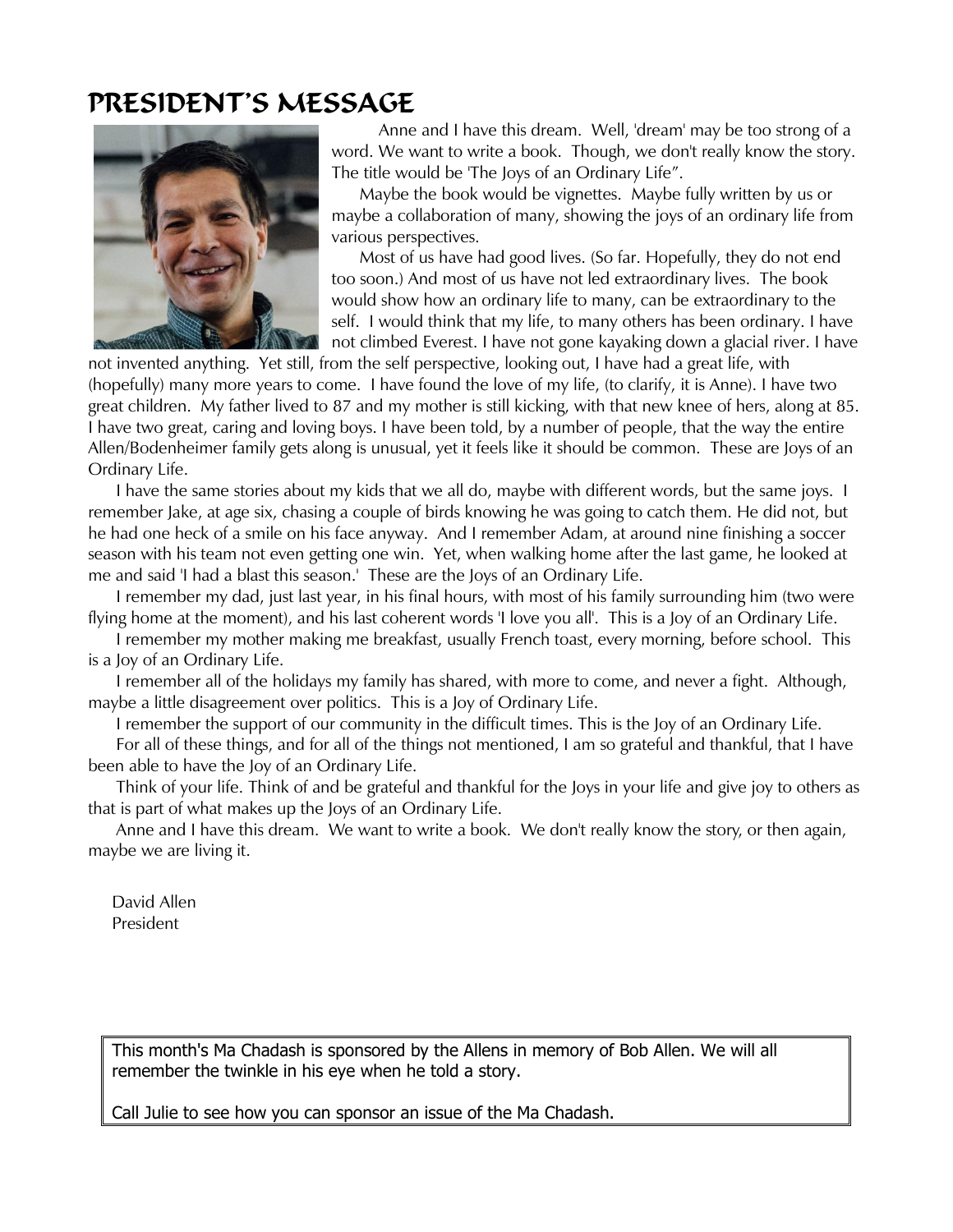# PRESIDENT'S MESSAGE

Anne and I have this dream. Well, 'dream' may be too strong of a word. We want to write a book. Though, we don't really know the story. The title would be 'The Joys of an Ordinary Life".

Maybe the book would be vignettes. Maybe fully written by us or maybe a collaboration of many, showing the joys of an ordinary life from various perspectives.

Most of us have had good lives. (So far. Hopefully, they do not end too soon.) And most of us have not led extraordinary lives. The book would show how an ordinary life to many, can be extraordinary to the self. I would think that my life, to many others has been ordinary. I have not climbed Everest. I have not gone kayaking down a glacial river. I have not invented anything. Yet still, from the self perspective, looking out, I have had a great life, with (hopefully) many more years to come. I have found the love of my life, (to clarify, it is Anne). I have two great children. My father lived to 87 and my mother is still kicking, with that new knee of hers, along at 85. I have two great, caring and loving boys. I have been told, by a number of people, that the way the entire Allen/Bodenheimer family gets along is unusual, yet it feels like it should be common. These are Joys of an Ordinary Life.

I have the same stories about my kids that we all do, maybe with different words, but the same joys. I remember Jake, at age six, chasing a couple of birds knowing he was going to catch them. He did not, but he had one heck of a smile on his face anyway. And I remember Adam, at around nine finishing a soccer season with his team not even getting one win. Yet, when walking home after the last game, he looked at me and said 'I had a blast this season.' These are the Joys of an Ordinary Life.

I remember my dad, just last year, in his final hours, with most of his family surrounding him (two were flying home at the moment), and his last coherent words 'I love you all'. This is a Joy of an Ordinary Life.

I remember my mother making me breakfast, usually French toast, every morning, before school. This is a Joy of an Ordinary Life.

I remember all of the holidays my family has shared, with more to come, and never a fight. Although, maybe a little disagreement over politics. This is a Joy of Ordinary Life.

I remember the support of our community in the difficult times. This is the Joy of an Ordinary Life.

For all of these things, and for all of the things not mentioned, I am so grateful and thankful, that I have been able to have the Joy of an Ordinary Life.

Think of your life. Think of and be grateful and thankful for the Joys in your life and give joy to others as that is part of what makes up the Joys of an Ordinary Life.

Anne and I have this dream. We want to write a book. We don't really know the story, or then again, maybe we are living it.

David Allen
President

---

This month's Ma Chadash is sponsored by the Allens in memory of Bob Allen. We will all remember the twinkle in his eye when he told a story.

Call Julie to see how you can sponsor an issue of the Ma Chadash.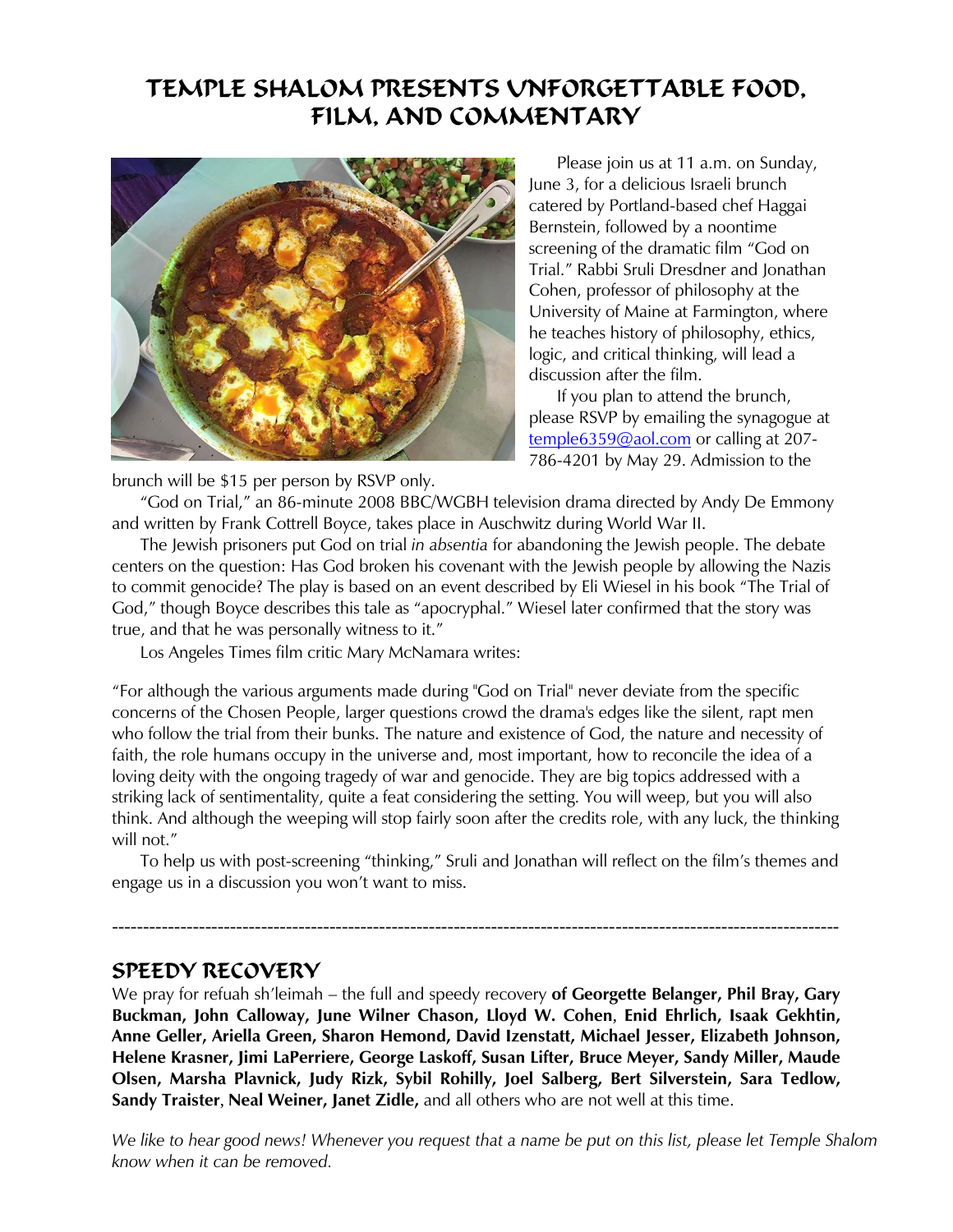# TEMPLE SHALOM PRESENTS UNFORGETTABLE FOOD, FILM, AND COMMENTARY

Please join us at 11 a.m. on Sunday, June 3, for a delicious Israeli brunch catered by Portland-based chef Haggai Bernstein, followed by a noontime screening of the dramatic film "God on Trial." Rabbi Sruli Dresdner and Jonathan Cohen, professor of philosophy at the University of Maine at Farmington, where he teaches history of philosophy, ethics, logic, and critical thinking, will lead a discussion after the film.

If you plan to attend the brunch, please RSVP by emailing the synagogue at temple6359@aol.com or calling at 207-786-4201 by May 29. Admission to the brunch will be $15 per person by RSVP only.

"God on Trial," an 86-minute 2008 BBC/WGBH television drama directed by Andy De Emmony and written by Frank Cottrell Boyce, takes place in Auschwitz during World War II.

The Jewish prisoners put God on trial *in absentia* for abandoning the Jewish people. The debate centers on the question: Has God broken his covenant with the Jewish people by allowing the Nazis to commit genocide? The play is based on an event described by Eli Wiesel in his book "The Trial of God," though Boyce describes this tale as "apocryphal." Wiesel later confirmed that the story was true, and that he was personally witness to it."

Los Angeles Times film critic Mary McNamara writes:

"For although the various arguments made during "God on Trial" never deviate from the specific concerns of the Chosen People, larger questions crowd the drama's edges like the silent, rapt men who follow the trial from their bunks. The nature and existence of God, the nature and necessity of faith, the role humans occupy in the universe and, most important, how to reconcile the idea of a loving deity with the ongoing tragedy of war and genocide. They are big topics addressed with a striking lack of sentimentality, quite a feat considering the setting. You will weep, but you will also think. And although the weeping will stop fairly soon after the credits role, with any luck, the thinking will not."

To help us with post-screening "thinking," Sruli and Jonathan will reflect on the film's themes and engage us in a discussion you won't want to miss.

---

## SPEEDY RECOVERY

We pray for refuah sh'leimah – the full and speedy recovery **of Georgette Belanger, Phil Bray, Gary Buckman, John Calloway, June Wilner Chason, Lloyd W. Cohen**, **Enid Ehrlich, Isaak Gekhtin, Anne Geller, Ariella Green, Sharon Hemond, David Izenstatt, Michael Jesser, Elizabeth Johnson, Helene Krasner, Jimi LaPerriere, George Laskoff, Susan Lifter, Bruce Meyer, Sandy Miller, Maude Olsen, Marsha Plavnick, Judy Rizk, Sybil Rohilly, Joel Salberg, Bert Silverstein, Sara Tedlow, Sandy Traister**, **Neal Weiner, Janet Zidle,** and all others who are not well at this time.

*We like to hear good news! Whenever you request that a name be put on this list, please let Temple Shalom know when it can be removed.*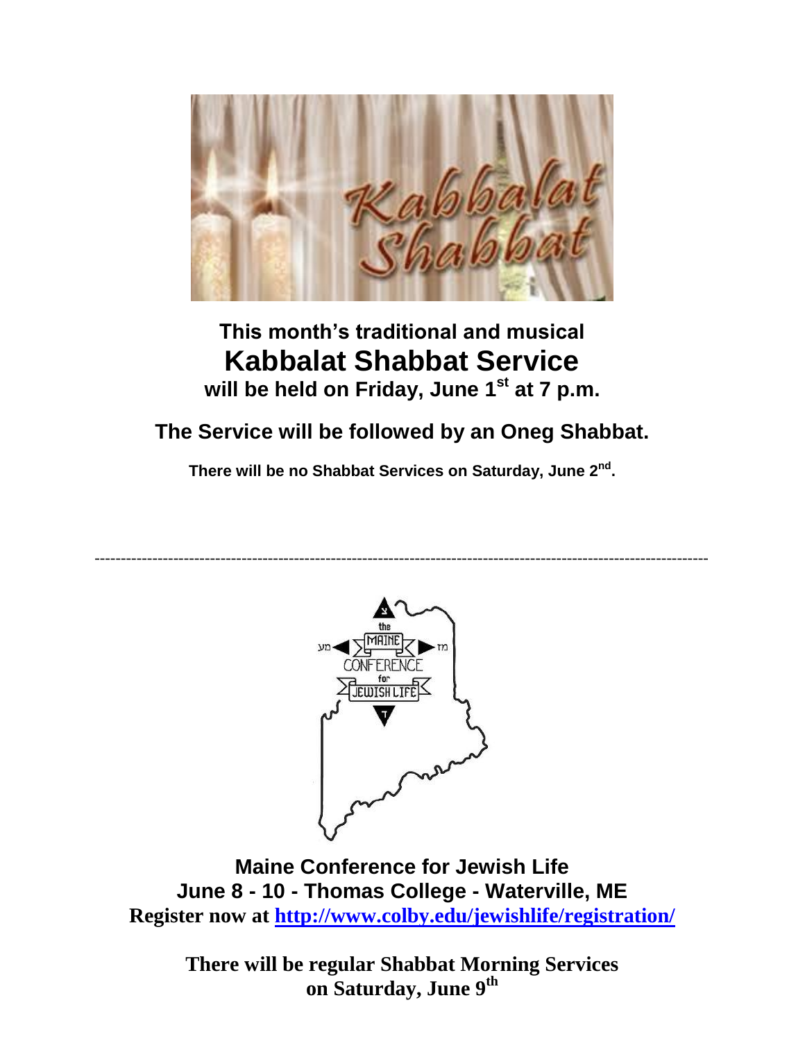**This month's traditional and musical**

## Kabbalat Shabbat Service

**will be held on Friday, June 1st at 7 p.m.**

**The Service will be followed by an Oneg Shabbat.**

**There will be no Shabbat Services on Saturday, June 2nd.**

---

**Maine Conference for Jewish Life**
**June 8 - 10 - Thomas College - Waterville, ME**
**Register now at http://www.colby.edu/jewishlife/registration/**

**There will be regular Shabbat Morning Services on Saturday, June 9th**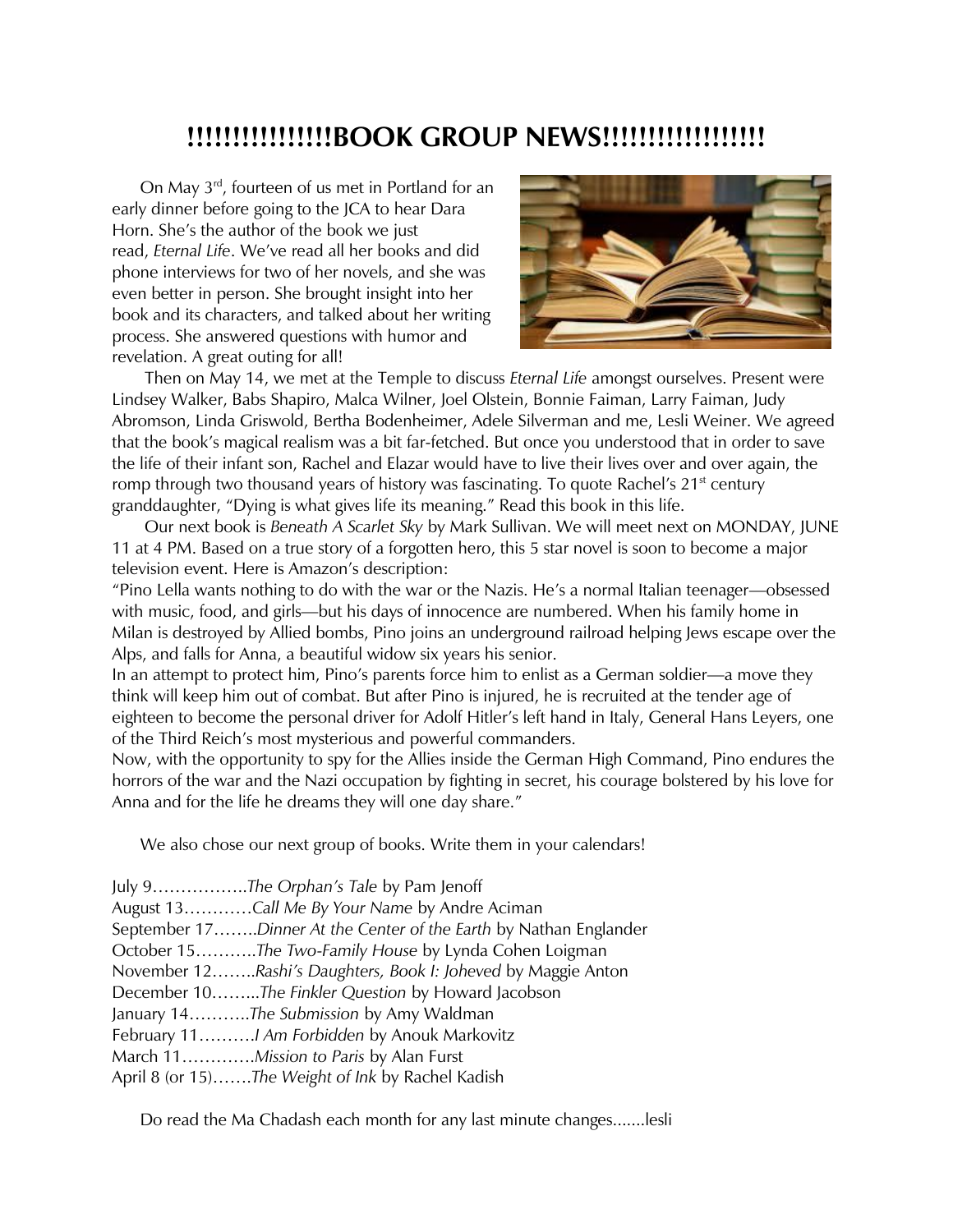# !!!!!!!!!!!!!!!BOOK GROUP NEWS!!!!!!!!!!!!!!!!!

On May 3rd, fourteen of us met in Portland for an early dinner before going to the JCA to hear Dara Horn. She's the author of the book we just read, *Eternal Life*. We've read all her books and did phone interviews for two of her novels, and she was even better in person. She brought insight into her book and its characters, and talked about her writing process. She answered questions with humor and revelation. A great outing for all!

Then on May 14, we met at the Temple to discuss *Eternal Life* amongst ourselves. Present were Lindsey Walker, Babs Shapiro, Malca Wilner, Joel Olstein, Bonnie Faiman, Larry Faiman, Judy Abromson, Linda Griswold, Bertha Bodenheimer, Adele Silverman and me, Lesli Weiner. We agreed that the book's magical realism was a bit far-fetched. But once you understood that in order to save the life of their infant son, Rachel and Elazar would have to live their lives over and over again, the romp through two thousand years of history was fascinating. To quote Rachel's 21st century granddaughter, "Dying is what gives life its meaning." Read this book in this life.

Our next book is *Beneath A Scarlet Sky* by Mark Sullivan. We will meet next on MONDAY, JUNE 11 at 4 PM. Based on a true story of a forgotten hero, this 5 star novel is soon to become a major television event. Here is Amazon's description:

"Pino Lella wants nothing to do with the war or the Nazis. He's a normal Italian teenager—obsessed with music, food, and girls—but his days of innocence are numbered. When his family home in Milan is destroyed by Allied bombs, Pino joins an underground railroad helping Jews escape over the Alps, and falls for Anna, a beautiful widow six years his senior.

In an attempt to protect him, Pino's parents force him to enlist as a German soldier—a move they think will keep him out of combat. But after Pino is injured, he is recruited at the tender age of eighteen to become the personal driver for Adolf Hitler's left hand in Italy, General Hans Leyers, one of the Third Reich's most mysterious and powerful commanders.

Now, with the opportunity to spy for the Allies inside the German High Command, Pino endures the horrors of the war and the Nazi occupation by fighting in secret, his courage bolstered by his love for Anna and for the life he dreams they will one day share."

We also chose our next group of books. Write them in your calendars!

July 9……………..*The Orphan's Tale* by Pam Jenoff
August 13…………*Call Me By Your Name* by Andre Aciman
September 17……..*Dinner At the Center of the Earth* by Nathan Englander
October 15………..*The Two-Family House* by Lynda Cohen Loigman
November 12……..*Rashi's Daughters, Book I: Joheved* by Maggie Anton
December 10……...*The Finkler Question* by Howard Jacobson
January 14………..*The Submission* by Amy Waldman
February 11……….*I Am Forbidden* by Anouk Markovitz
March 11………….*Mission to Paris* by Alan Furst
April 8 (or 15)…….*The Weight of Ink* by Rachel Kadish

Do read the Ma Chadash each month for any last minute changes.......lesli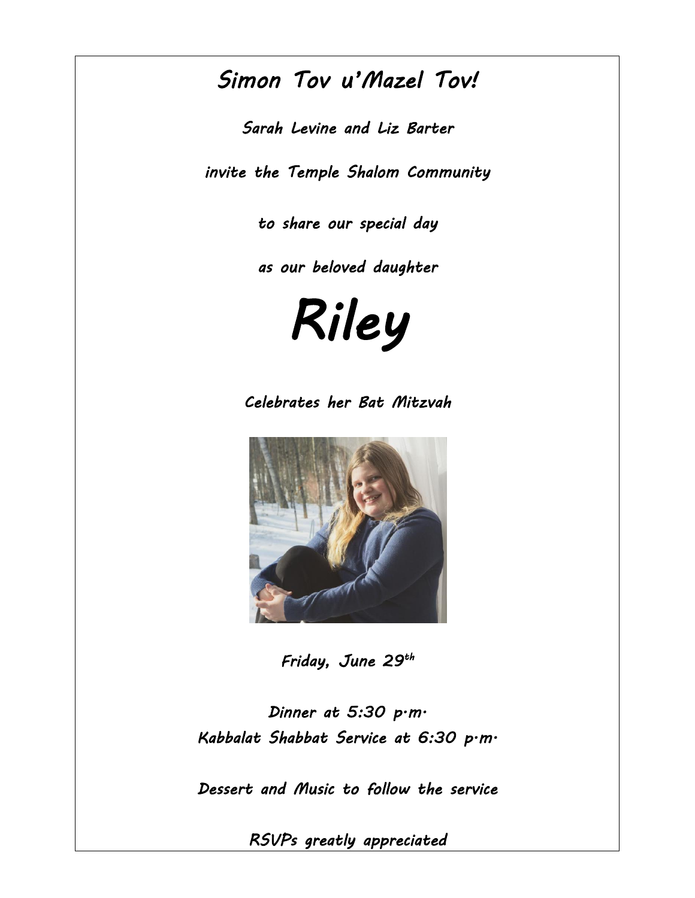# *Simon Tov u'Mazel Tov!*

*Sarah Levine and Liz Barter*

*invite the Temple Shalom Community*

*to share our special day*

*as our beloved daughter*

# *Riley*

*Celebrates her Bat Mitzvah*

*Friday, June 29th*

*Dinner at 5:30 p.m.*
*Kabbalat Shabbat Service at 6:30 p.m.*

*Dessert and Music to follow the service*

*RSVPs greatly appreciated*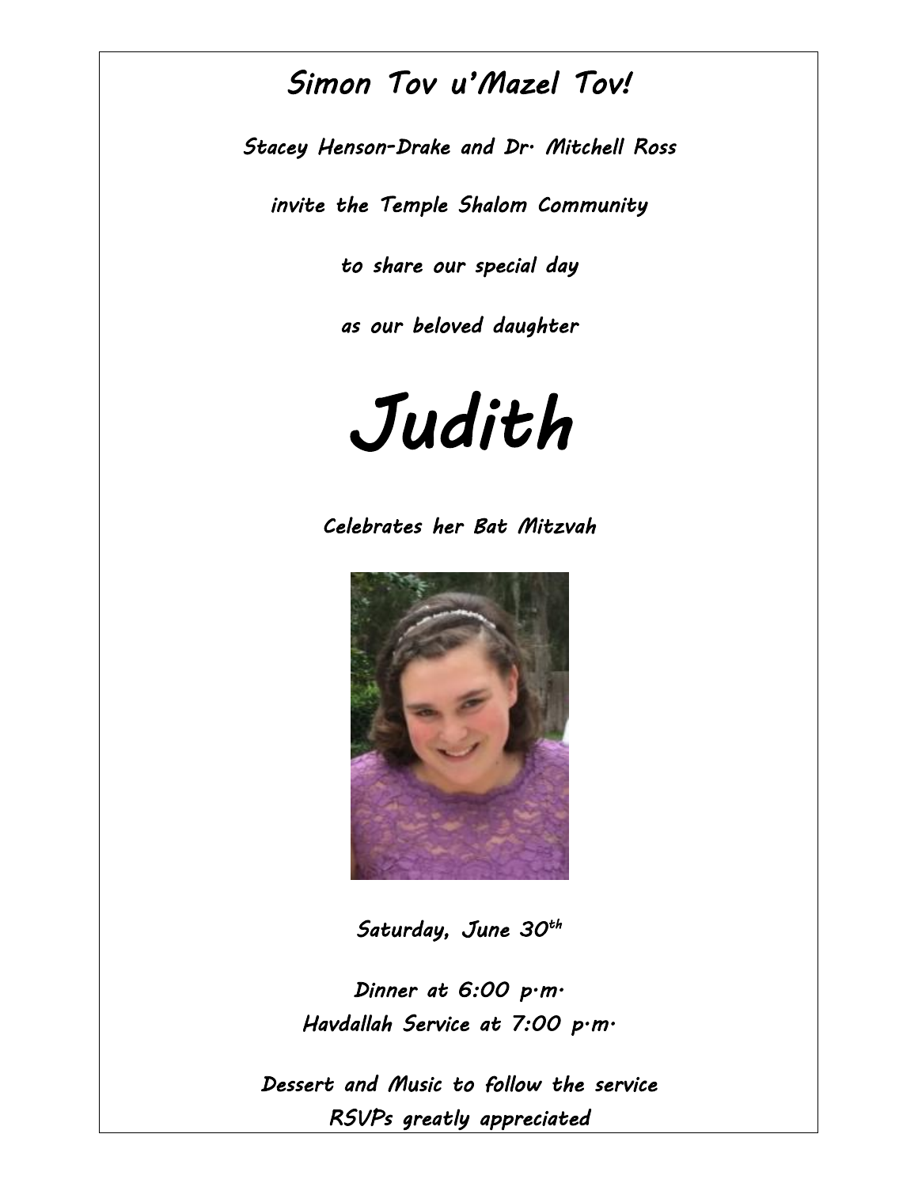# *Simon Tov u'Mazel Tov!*

*Stacey Henson-Drake and Dr. Mitchell Ross*

*invite the Temple Shalom Community*

*to share our special day*

*as our beloved daughter*

# *Judith*

*Celebrates her Bat Mitzvah*

*Saturday, June 30th*

*Dinner at 6:00 p.m.*
*Havdallah Service at 7:00 p.m.*

*Dessert and Music to follow the service*
*RSVPs greatly appreciated*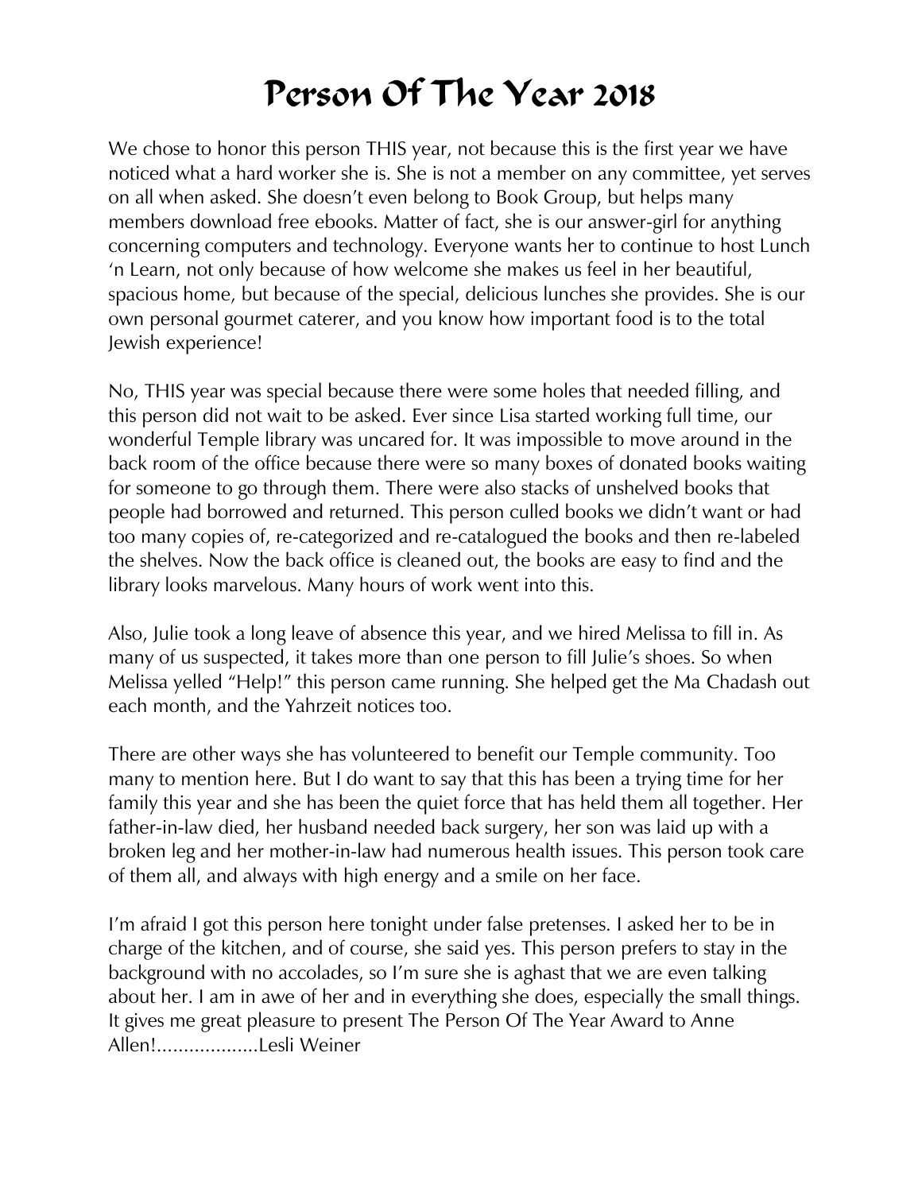# Person Of The Year 2018

We chose to honor this person THIS year, not because this is the first year we have noticed what a hard worker she is. She is not a member on any committee, yet serves on all when asked. She doesn't even belong to Book Group, but helps many members download free ebooks. Matter of fact, she is our answer-girl for anything concerning computers and technology. Everyone wants her to continue to host Lunch 'n Learn, not only because of how welcome she makes us feel in her beautiful, spacious home, but because of the special, delicious lunches she provides. She is our own personal gourmet caterer, and you know how important food is to the total Jewish experience!

No, THIS year was special because there were some holes that needed filling, and this person did not wait to be asked. Ever since Lisa started working full time, our wonderful Temple library was uncared for. It was impossible to move around in the back room of the office because there were so many boxes of donated books waiting for someone to go through them. There were also stacks of unshelved books that people had borrowed and returned. This person culled books we didn't want or had too many copies of, re-categorized and re-catalogued the books and then re-labeled the shelves. Now the back office is cleaned out, the books are easy to find and the library looks marvelous. Many hours of work went into this.

Also, Julie took a long leave of absence this year, and we hired Melissa to fill in. As many of us suspected, it takes more than one person to fill Julie's shoes. So when Melissa yelled "Help!" this person came running. She helped get the Ma Chadash out each month, and the Yahrzeit notices too.

There are other ways she has volunteered to benefit our Temple community. Too many to mention here. But I do want to say that this has been a trying time for her family this year and she has been the quiet force that has held them all together. Her father-in-law died, her husband needed back surgery, her son was laid up with a broken leg and her mother-in-law had numerous health issues. This person took care of them all, and always with high energy and a smile on her face.

I'm afraid I got this person here tonight under false pretenses. I asked her to be in charge of the kitchen, and of course, she said yes. This person prefers to stay in the background with no accolades, so I'm sure she is aghast that we are even talking about her. I am in awe of her and in everything she does, especially the small things. It gives me great pleasure to present The Person Of The Year Award to Anne Allen!...................Lesli Weiner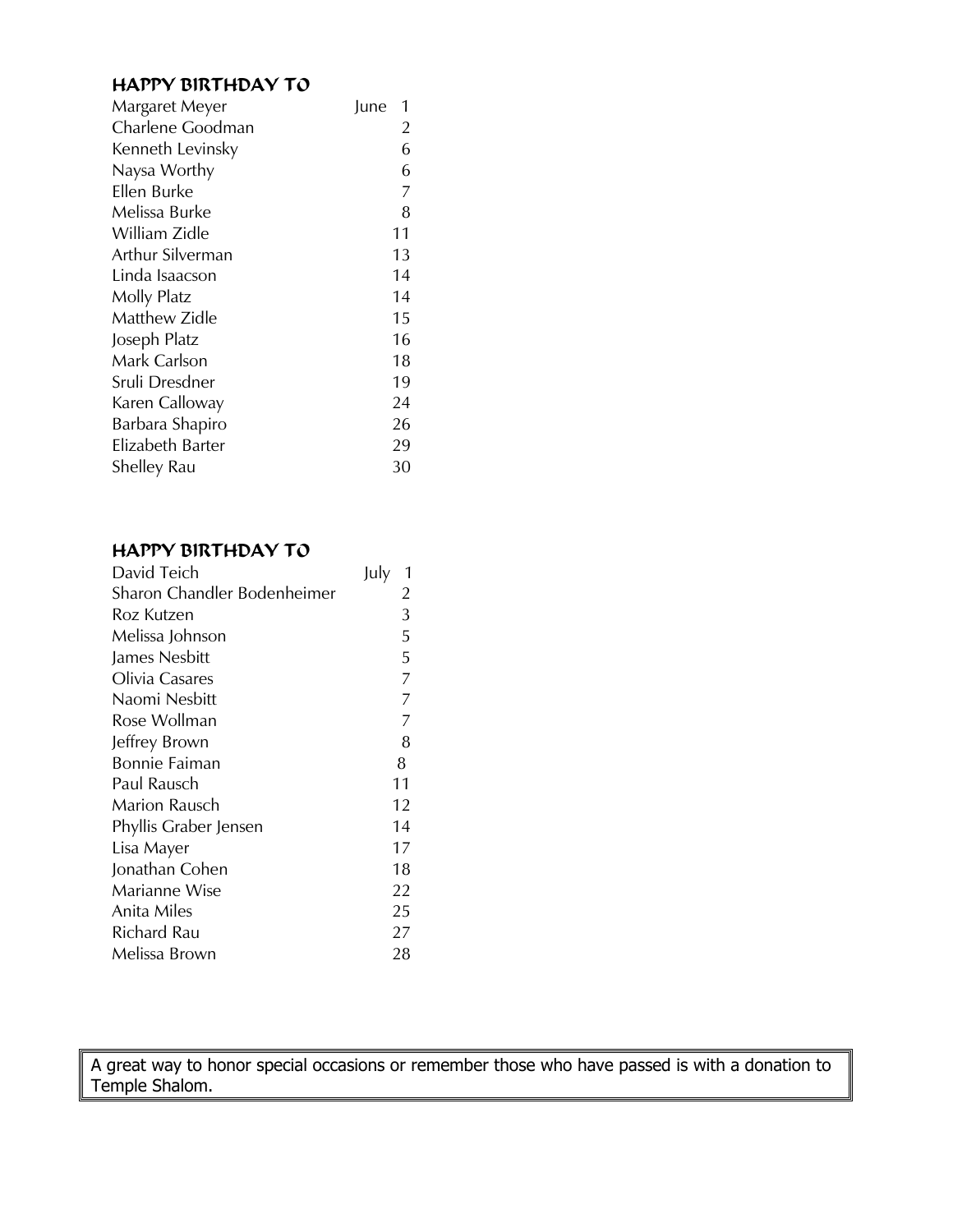## HAPPY BIRTHDAY TO

| Name | Date |
| --- | --- |
| Margaret Meyer | June 1 |
| Charlene Goodman | 2 |
| Kenneth Levinsky | 6 |
| Naysa Worthy | 6 |
| Ellen Burke | 7 |
| Melissa Burke | 8 |
| William Zidle | 11 |
| Arthur Silverman | 13 |
| Linda Isaacson | 14 |
| Molly Platz | 14 |
| Matthew Zidle | 15 |
| Joseph Platz | 16 |
| Mark Carlson | 18 |
| Sruli Dresdner | 19 |
| Karen Calloway | 24 |
| Barbara Shapiro | 26 |
| Elizabeth Barter | 29 |
| Shelley Rau | 30 |

## HAPPY BIRTHDAY TO

| Name | Date |
| --- | --- |
| David Teich | July 1 |
| Sharon Chandler Bodenheimer | 2 |
| Roz Kutzen | 3 |
| Melissa Johnson | 5 |
| James Nesbitt | 5 |
| Olivia Casares | 7 |
| Naomi Nesbitt | 7 |
| Rose Wollman | 7 |
| Jeffrey Brown | 8 |
| Bonnie Faiman | 8 |
| Paul Rausch | 11 |
| Marion Rausch | 12 |
| Phyllis Graber Jensen | 14 |
| Lisa Mayer | 17 |
| Jonathan Cohen | 18 |
| Marianne Wise | 22 |
| Anita Miles | 25 |
| Richard Rau | 27 |
| Melissa Brown | 28 |

A great way to honor special occasions or remember those who have passed is with a donation to Temple Shalom.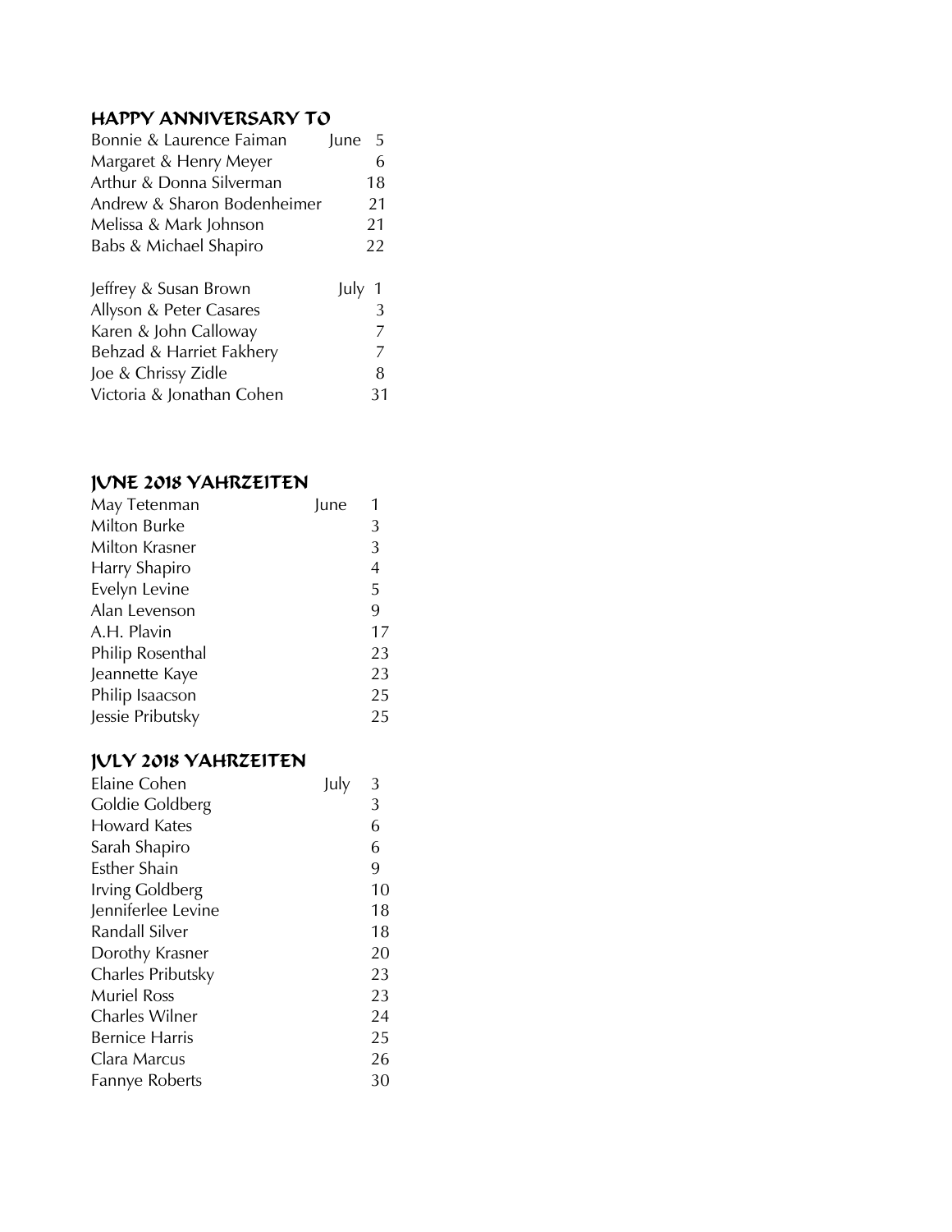## HAPPY ANNIVERSARY TO

| | | |
|---|---|---|
| Bonnie & Laurence Faiman | June | 5 |
| Margaret & Henry Meyer | | 6 |
| Arthur & Donna Silverman | | 18 |
| Andrew & Sharon Bodenheimer | | 21 |
| Melissa & Mark Johnson | | 21 |
| Babs & Michael Shapiro | | 22 |

| | | |
|---|---|---|
| Jeffrey & Susan Brown | July | 1 |
| Allyson & Peter Casares | | 3 |
| Karen & John Calloway | | 7 |
| Behzad & Harriet Fakhery | | 7 |
| Joe & Chrissy Zidle | | 8 |
| Victoria & Jonathan Cohen | | 31 |

## JUNE 2018 YAHRZEITEN

| | | |
|---|---|---|
| May Tetenman | June | 1 |
| Milton Burke | | 3 |
| Milton Krasner | | 3 |
| Harry Shapiro | | 4 |
| Evelyn Levine | | 5 |
| Alan Levenson | | 9 |
| A.H. Plavin | | 17 |
| Philip Rosenthal | | 23 |
| Jeannette Kaye | | 23 |
| Philip Isaacson | | 25 |
| Jessie Pributsky | | 25 |

## JULY 2018 YAHRZEITEN

| | | |
|---|---|---|
| Elaine Cohen | July | 3 |
| Goldie Goldberg | | 3 |
| Howard Kates | | 6 |
| Sarah Shapiro | | 6 |
| Esther Shain | | 9 |
| Irving Goldberg | | 10 |
| Jenniferlee Levine | | 18 |
| Randall Silver | | 18 |
| Dorothy Krasner | | 20 |
| Charles Pributsky | | 23 |
| Muriel Ross | | 23 |
| Charles Wilner | | 24 |
| Bernice Harris | | 25 |
| Clara Marcus | | 26 |
| Fannye Roberts | | 30 |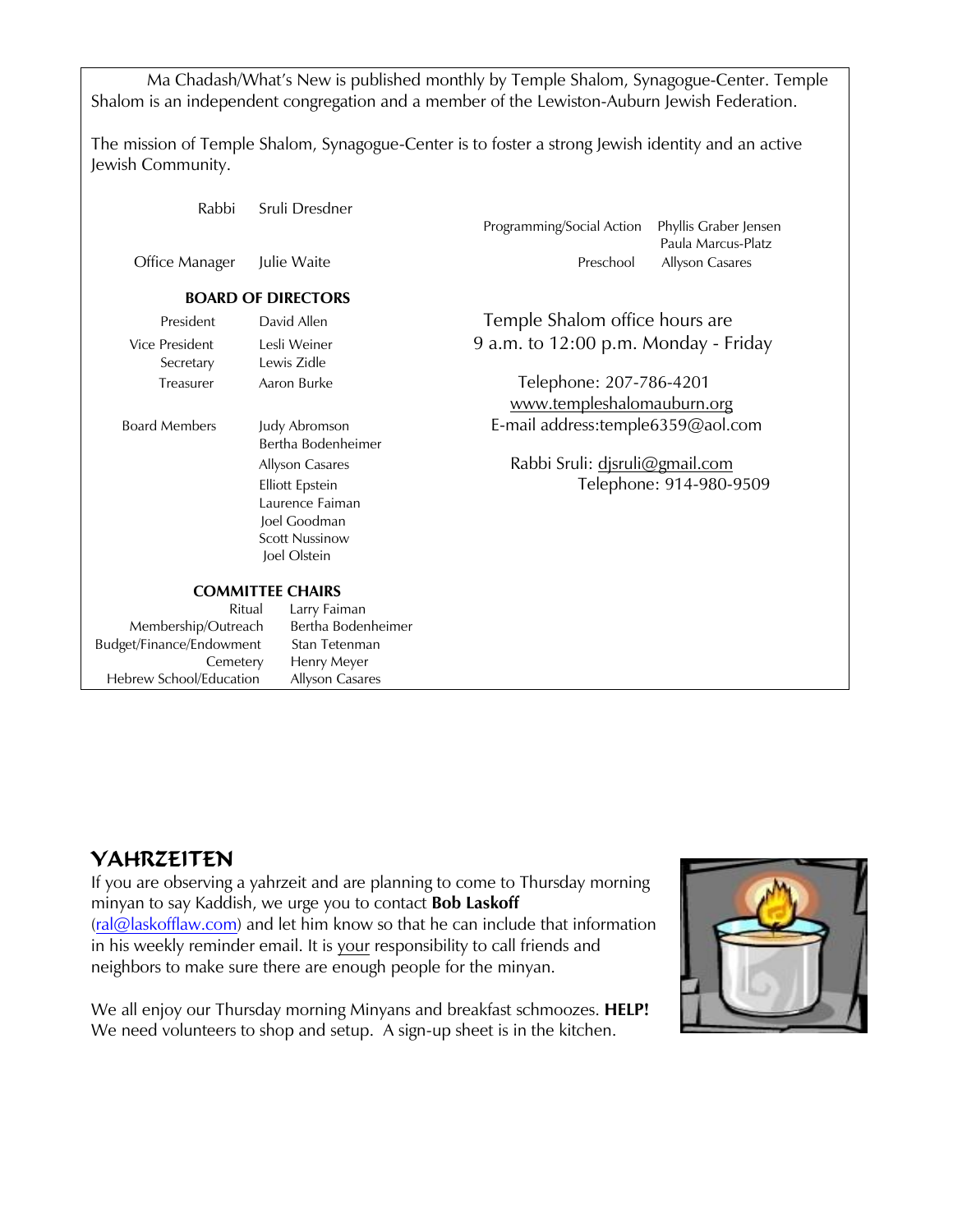Ma Chadash/What's New is published monthly by Temple Shalom, Synagogue-Center. Temple Shalom is an independent congregation and a member of the Lewiston-Auburn Jewish Federation.

The mission of Temple Shalom, Synagogue-Center is to foster a strong Jewish identity and an active Jewish Community.

| | |
|---|---|
| Rabbi | Sruli Dresdner |
| Office Manager | Julie Waite |

| | |
|---|---|
| Programming/Social Action | Phyllis Graber Jensen<br>Paula Marcus-Platz |
| Preschool | Allyson Casares |

**BOARD OF DIRECTORS**

| | |
|---|---|
| President | David Allen |
| Vice President | Lesli Weiner |
| Secretary | Lewis Zidle |
| Treasurer | Aaron Burke |
| Board Members | Judy Abromson<br>Bertha Bodenheimer<br>Allyson Casares<br>Elliott Epstein<br>Laurence Faiman<br>Joel Goodman<br>Scott Nussinow<br>Joel Olstein |

**COMMITTEE CHAIRS**

| | |
|---|---|
| Ritual | Larry Faiman |
| Membership/Outreach | Bertha Bodenheimer |
| Budget/Finance/Endowment | Stan Tetenman |
| Cemetery | Henry Meyer |
| Hebrew School/Education | Allyson Casares |

Temple Shalom office hours are
9 a.m. to 12:00 p.m. Monday - Friday

Telephone: 207-786-4201
www.templeshalomauburn.org
E-mail address:temple6359@aol.com

Rabbi Sruli: djsruli@gmail.com
Telephone: 914-980-9509

## YAHRZEITEN

If you are observing a yahrzeit and are planning to come to Thursday morning minyan to say Kaddish, we urge you to contact **Bob Laskoff** (ral@laskofflaw.com) and let him know so that he can include that information in his weekly reminder email. It is your responsibility to call friends and neighbors to make sure there are enough people for the minyan.

We all enjoy our Thursday morning Minyans and breakfast schmoozes. **HELP!** We need volunteers to shop and setup. A sign-up sheet is in the kitchen.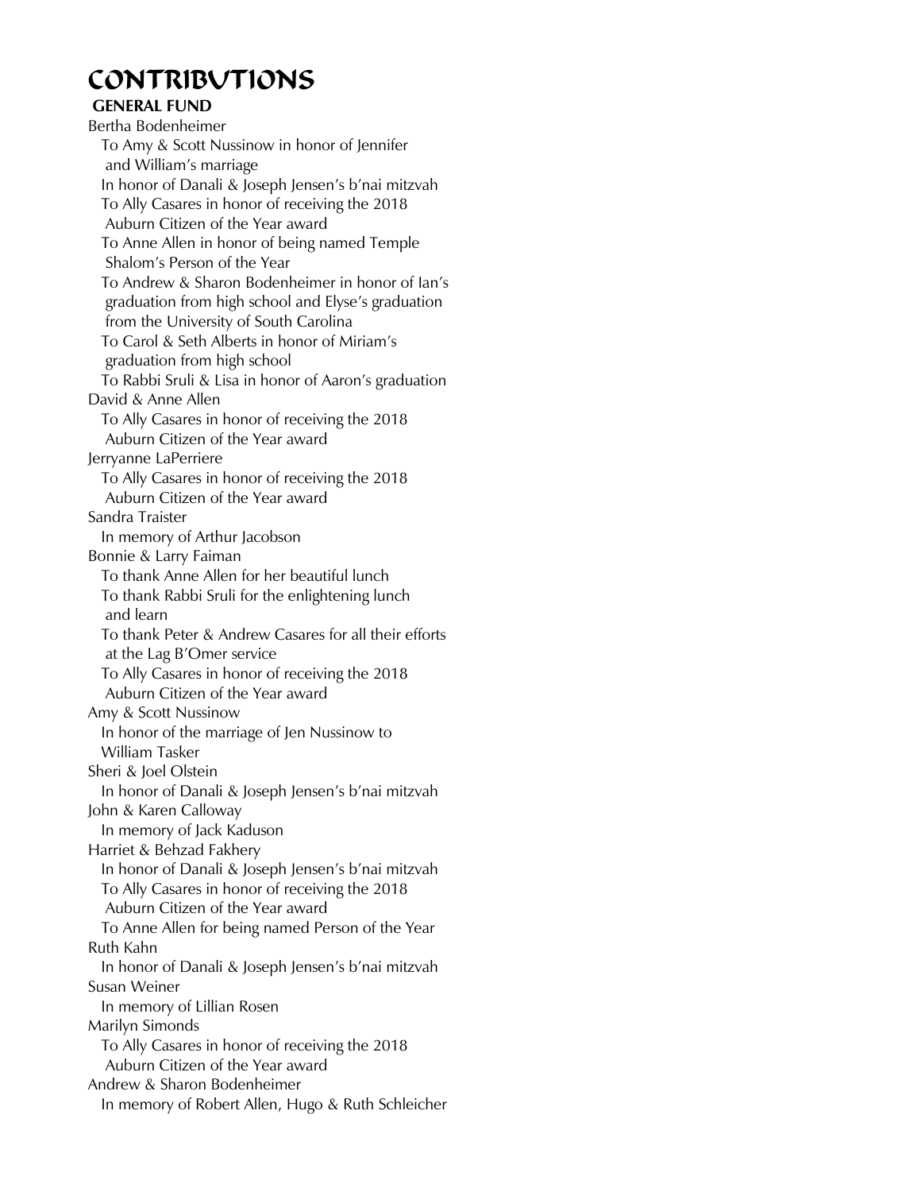# CONTRIBUTIONS

**GENERAL FUND**

Bertha Bodenheimer
- To Amy & Scott Nussinow in honor of Jennifer and William's marriage
- In honor of Danali & Joseph Jensen's b'nai mitzvah
- To Ally Casares in honor of receiving the 2018 Auburn Citizen of the Year award
- To Anne Allen in honor of being named Temple Shalom's Person of the Year
- To Andrew & Sharon Bodenheimer in honor of Ian's graduation from high school and Elyse's graduation from the University of South Carolina
- To Carol & Seth Alberts in honor of Miriam's graduation from high school
- To Rabbi Sruli & Lisa in honor of Aaron's graduation

David & Anne Allen
- To Ally Casares in honor of receiving the 2018 Auburn Citizen of the Year award

Jerryanne LaPerriere
- To Ally Casares in honor of receiving the 2018 Auburn Citizen of the Year award

Sandra Traister
- In memory of Arthur Jacobson

Bonnie & Larry Faiman
- To thank Anne Allen for her beautiful lunch
- To thank Rabbi Sruli for the enlightening lunch and learn
- To thank Peter & Andrew Casares for all their efforts at the Lag B'Omer service
- To Ally Casares in honor of receiving the 2018 Auburn Citizen of the Year award

Amy & Scott Nussinow
- In honor of the marriage of Jen Nussinow to William Tasker

Sheri & Joel Olstein
- In honor of Danali & Joseph Jensen's b'nai mitzvah

John & Karen Calloway
- In memory of Jack Kaduson

Harriet & Behzad Fakhery
- In honor of Danali & Joseph Jensen's b'nai mitzvah
- To Ally Casares in honor of receiving the 2018 Auburn Citizen of the Year award
- To Anne Allen for being named Person of the Year

Ruth Kahn
- In honor of Danali & Joseph Jensen's b'nai mitzvah

Susan Weiner
- In memory of Lillian Rosen

Marilyn Simonds
- To Ally Casares in honor of receiving the 2018 Auburn Citizen of the Year award

Andrew & Sharon Bodenheimer
- In memory of Robert Allen, Hugo & Ruth Schleicher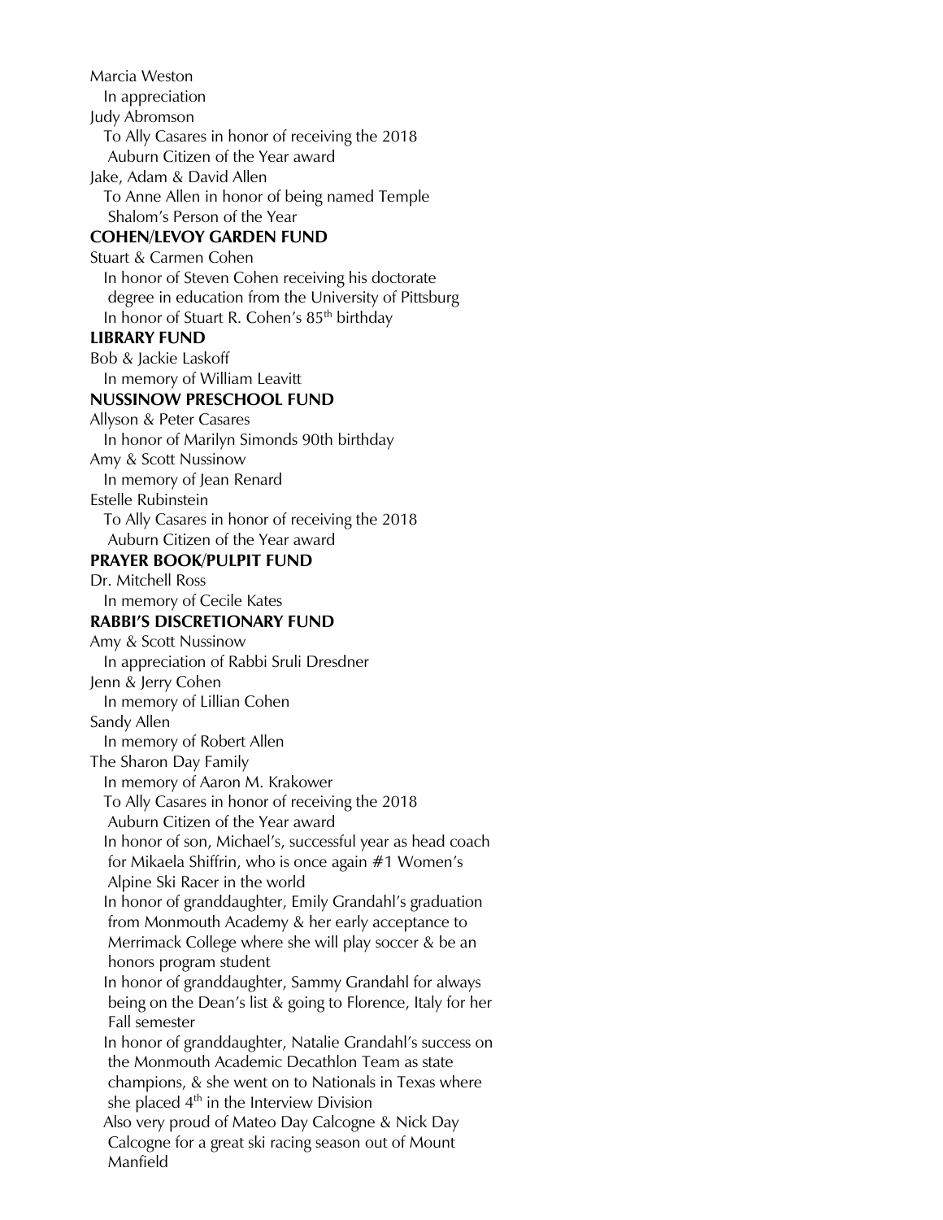Marcia Weston
In appreciation
Judy Abromson
To Ally Casares in honor of receiving the 2018 Auburn Citizen of the Year award
Jake, Adam & David Allen
To Anne Allen in honor of being named Temple Shalom's Person of the Year

**COHEN/LEVOY GARDEN FUND**

Stuart & Carmen Cohen
In honor of Steven Cohen receiving his doctorate degree in education from the University of Pittsburg
In honor of Stuart R. Cohen's 85th birthday

**LIBRARY FUND**

Bob & Jackie Laskoff
In memory of William Leavitt

**NUSSINOW PRESCHOOL FUND**

Allyson & Peter Casares
In honor of Marilyn Simonds 90th birthday
Amy & Scott Nussinow
In memory of Jean Renard
Estelle Rubinstein
To Ally Casares in honor of receiving the 2018 Auburn Citizen of the Year award

**PRAYER BOOK/PULPIT FUND**

Dr. Mitchell Ross
In memory of Cecile Kates

**RABBI'S DISCRETIONARY FUND**

Amy & Scott Nussinow
In appreciation of Rabbi Sruli Dresdner
Jenn & Jerry Cohen
In memory of Lillian Cohen
Sandy Allen
In memory of Robert Allen
The Sharon Day Family
In memory of Aaron M. Krakower
To Ally Casares in honor of receiving the 2018 Auburn Citizen of the Year award
In honor of son, Michael's, successful year as head coach for Mikaela Shiffrin, who is once again #1 Women's Alpine Ski Racer in the world
In honor of granddaughter, Emily Grandahl's graduation from Monmouth Academy & her early acceptance to Merrimack College where she will play soccer & be an honors program student
In honor of granddaughter, Sammy Grandahl for always being on the Dean's list & going to Florence, Italy for her Fall semester
In honor of granddaughter, Natalie Grandahl's success on the Monmouth Academic Decathlon Team as state champions, & she went on to Nationals in Texas where she placed 4th in the Interview Division
Also very proud of Mateo Day Calcogne & Nick Day Calcogne for a great ski racing season out of Mount Manfield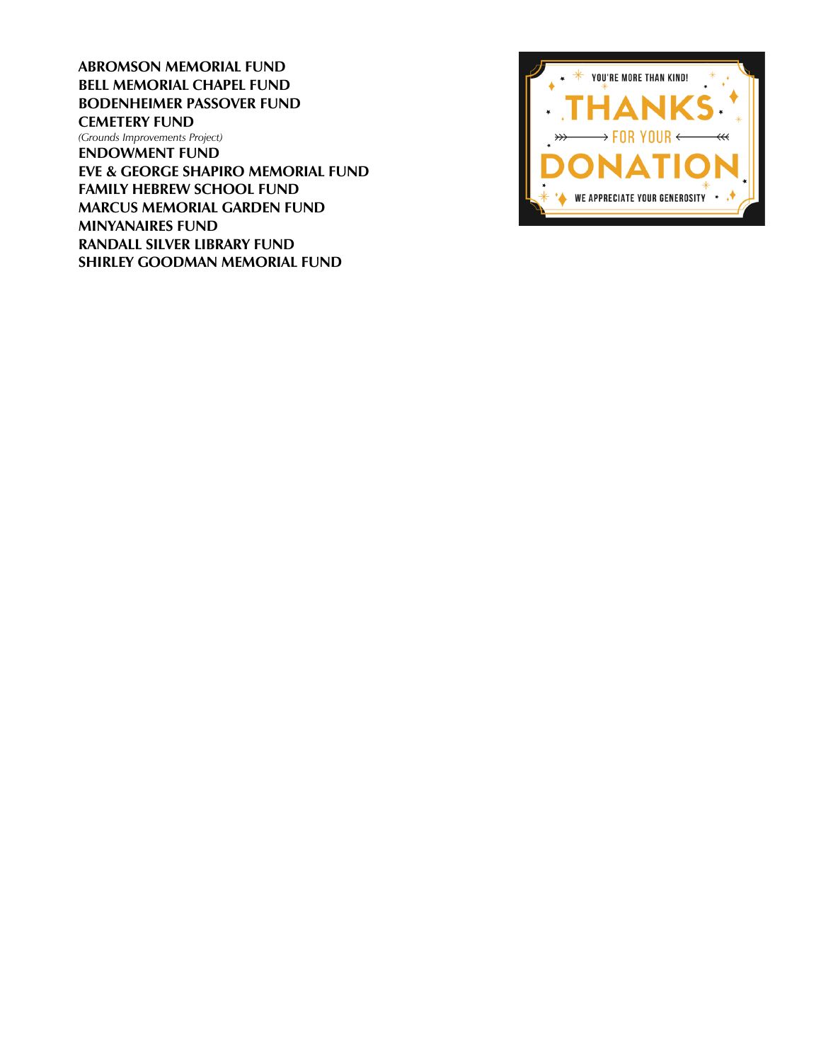**ABROMSON MEMORIAL FUND**
**BELL MEMORIAL CHAPEL FUND**
**BODENHEIMER PASSOVER FUND**
**CEMETERY FUND**
*(Grounds Improvements Project)*
**ENDOWMENT FUND**
**EVE & GEORGE SHAPIRO MEMORIAL FUND**
**FAMILY HEBREW SCHOOL FUND**
**MARCUS MEMORIAL GARDEN FUND**
**MINYANAIRES FUND**
**RANDALL SILVER LIBRARY FUND**
**SHIRLEY GOODMAN MEMORIAL FUND**

YOU'RE MORE THAN KIND!
THANKS
FOR YOUR
DONATION
WE APPRECIATE YOUR GENEROSITY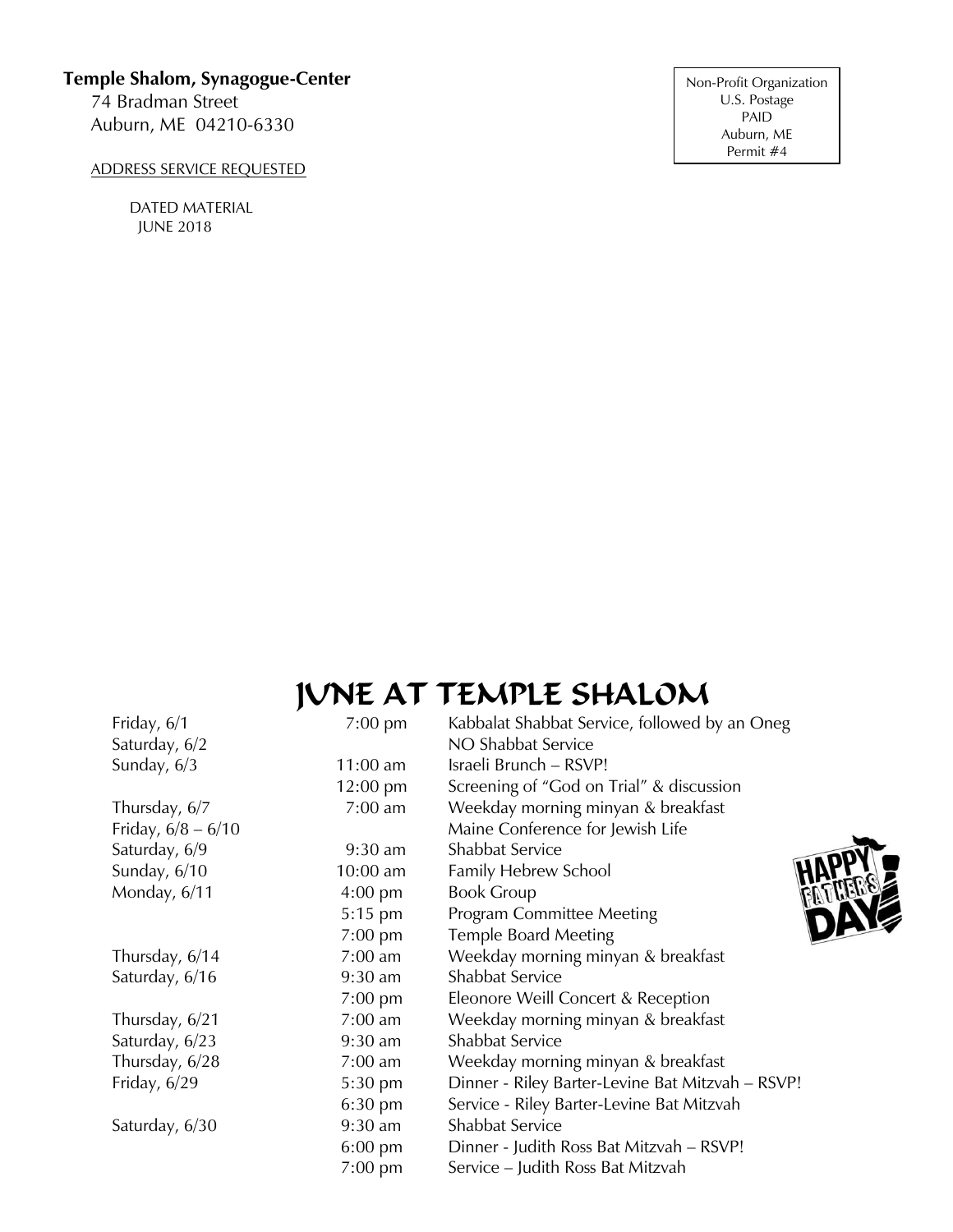**Temple Shalom, Synagogue-Center**
74 Bradman Street
Auburn, ME 04210-6330

ADDRESS SERVICE REQUESTED

DATED MATERIAL
JUNE 2018

Non-Profit Organization
U.S. Postage
PAID
Auburn, ME
Permit #4

# JUNE AT TEMPLE SHALOM

| | | |
|---|---|---|
| Friday, 6/1 | 7:00 pm | Kabbalat Shabbat Service, followed by an Oneg |
| Saturday, 6/2 | | NO Shabbat Service |
| Sunday, 6/3 | 11:00 am | Israeli Brunch – RSVP! |
| | 12:00 pm | Screening of "God on Trial" & discussion |
| Thursday, 6/7 | 7:00 am | Weekday morning minyan & breakfast |
| Friday, 6/8 – 6/10 | | Maine Conference for Jewish Life |
| Saturday, 6/9 | 9:30 am | Shabbat Service |
| Sunday, 6/10 | 10:00 am | Family Hebrew School |
| Monday, 6/11 | 4:00 pm | Book Group |
| | 5:15 pm | Program Committee Meeting |
| | 7:00 pm | Temple Board Meeting |
| Thursday, 6/14 | 7:00 am | Weekday morning minyan & breakfast |
| Saturday, 6/16 | 9:30 am | Shabbat Service |
| | 7:00 pm | Eleonore Weill Concert & Reception |
| Thursday, 6/21 | 7:00 am | Weekday morning minyan & breakfast |
| Saturday, 6/23 | 9:30 am | Shabbat Service |
| Thursday, 6/28 | 7:00 am | Weekday morning minyan & breakfast |
| Friday, 6/29 | 5:30 pm | Dinner - Riley Barter-Levine Bat Mitzvah – RSVP! |
| | 6:30 pm | Service - Riley Barter-Levine Bat Mitzvah |
| Saturday, 6/30 | 9:30 am | Shabbat Service |
| | 6:00 pm | Dinner - Judith Ross Bat Mitzvah – RSVP! |
| | 7:00 pm | Service – Judith Ross Bat Mitzvah |

HAPPY FATHERS DAY